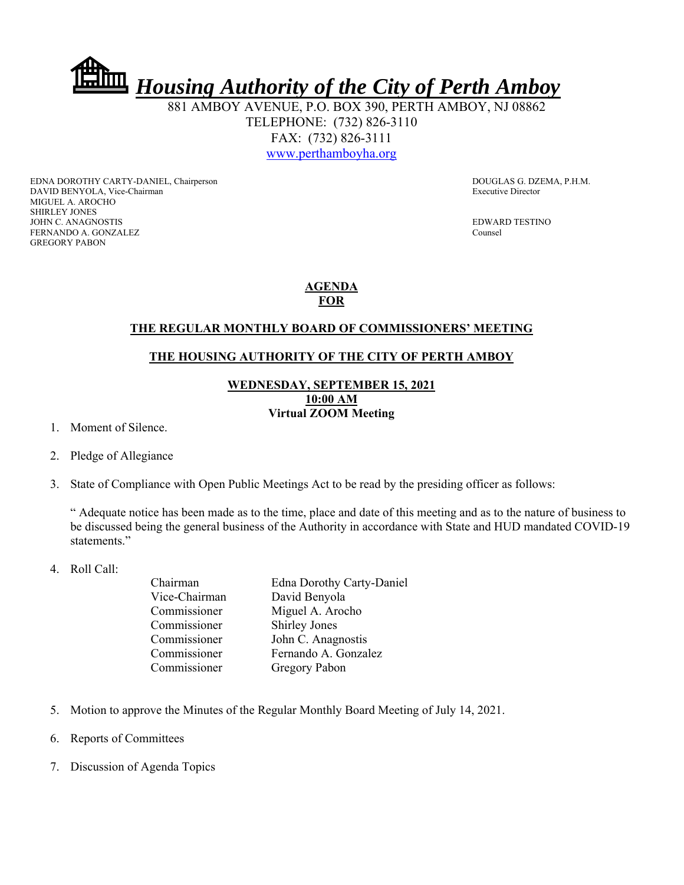# *Housing Authority of the City of Perth Amboy*

881 AMBOY AVENUE, P.O. BOX 390, PERTH AMBOY, NJ 08862
TELEPHONE: (732) 826-3110
FAX: (732) 826-3111
www.perthamboyha.org

EDNA DOROTHY CARTY-DANIEL, Chairperson
DAVID BENYOLA, Vice-Chairman
MIGUEL A. AROCHO
SHIRLEY JONES
JOHN C. ANAGNOSTIS
FERNANDO A. GONZALEZ
GREGORY PABON

DOUGLAS G. DZEMA, P.H.M.
Executive Director

EDWARD TESTINO
Counsel

**AGENDA**
**FOR**

**THE REGULAR MONTHLY BOARD OF COMMISSIONERS' MEETING**

**THE HOUSING AUTHORITY OF THE CITY OF PERTH AMBOY**

**WEDNESDAY, SEPTEMBER 15, 2021**
**10:00 AM**
**Virtual ZOOM Meeting**

1. Moment of Silence.

2. Pledge of Allegiance

3. State of Compliance with Open Public Meetings Act to be read by the presiding officer as follows:

   " Adequate notice has been made as to the time, place and date of this meeting and as to the nature of business to be discussed being the general business of the Authority in accordance with State and HUD mandated COVID-19 statements."

4. Roll Call:

| | |
|---|---|
| Chairman | Edna Dorothy Carty-Daniel |
| Vice-Chairman | David Benyola |
| Commissioner | Miguel A. Arocho |
| Commissioner | Shirley Jones |
| Commissioner | John C. Anagnostis |
| Commissioner | Fernando A. Gonzalez |
| Commissioner | Gregory Pabon |

5. Motion to approve the Minutes of the Regular Monthly Board Meeting of July 14, 2021.

6. Reports of Committees

7. Discussion of Agenda Topics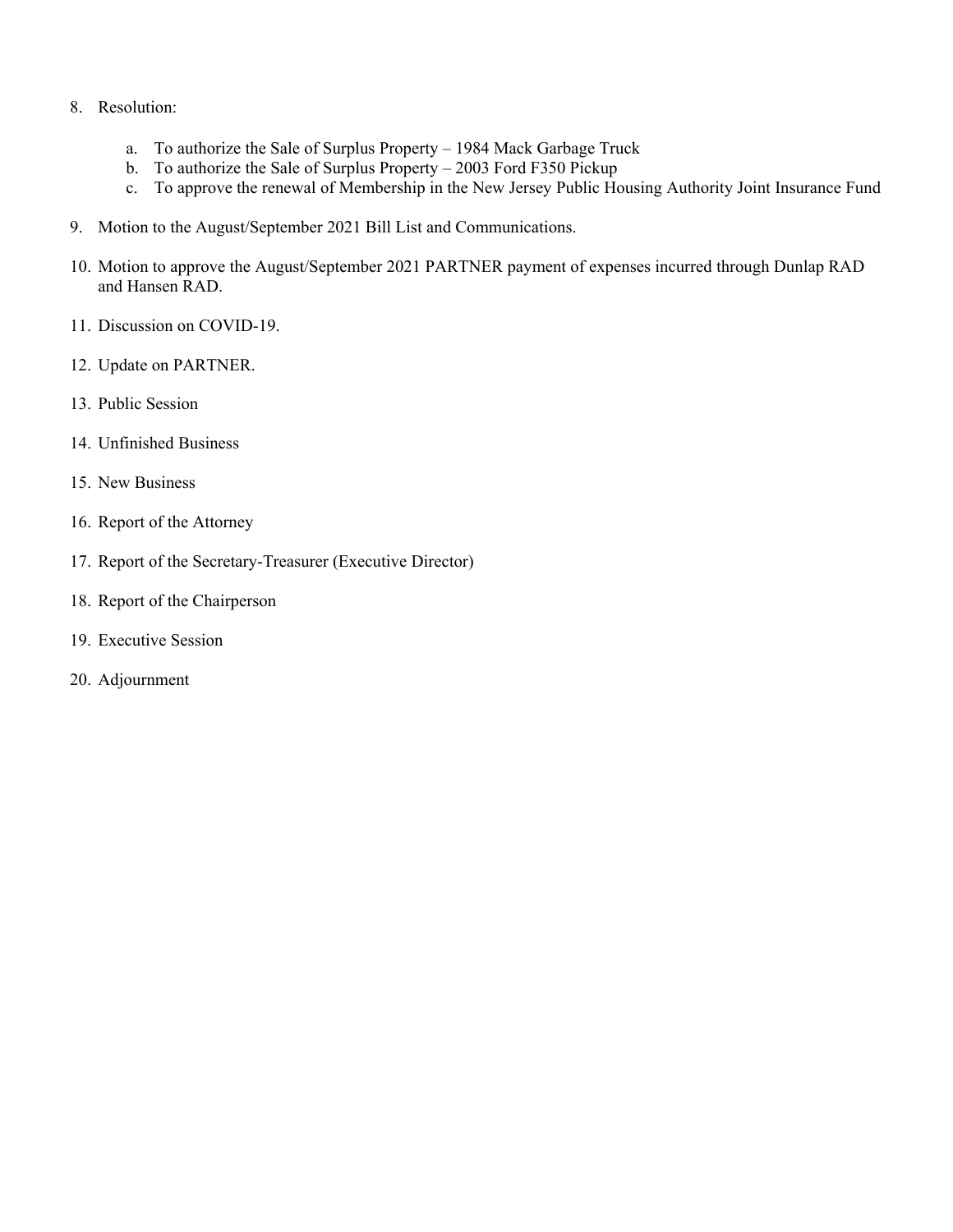8. Resolution:

    a. To authorize the Sale of Surplus Property – 1984 Mack Garbage Truck
    b. To authorize the Sale of Surplus Property – 2003 Ford F350 Pickup
    c. To approve the renewal of Membership in the New Jersey Public Housing Authority Joint Insurance Fund

9. Motion to the August/September 2021 Bill List and Communications.

10. Motion to approve the August/September 2021 PARTNER payment of expenses incurred through Dunlap RAD and Hansen RAD.

11. Discussion on COVID-19.

12. Update on PARTNER.

13. Public Session

14. Unfinished Business

15. New Business

16. Report of the Attorney

17. Report of the Secretary-Treasurer (Executive Director)

18. Report of the Chairperson

19. Executive Session

20. Adjournment